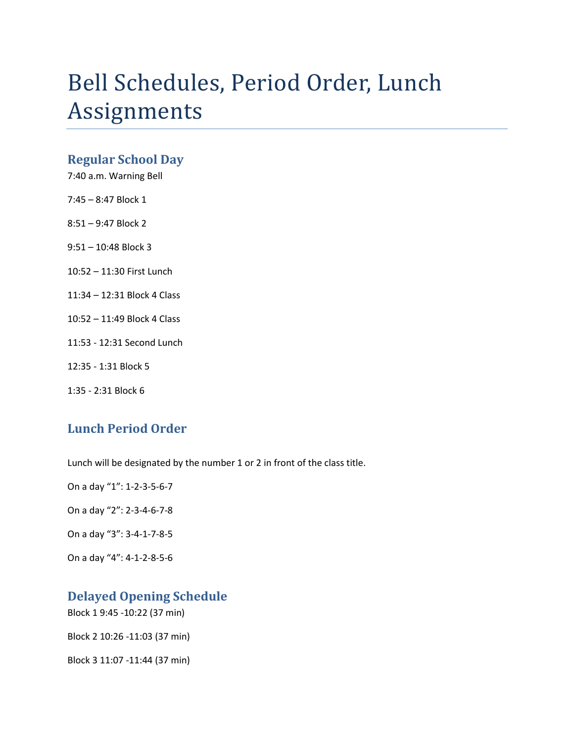# Bell Schedules, Period Order, Lunch Assignments

## Regular School Day

7:40 a.m. Warning Bell

7:45 – 8:47 Block 1

8:51 – 9:47 Block 2

9:51 – 10:48 Block 3

10:52 – 11:30 First Lunch

11:34 – 12:31 Block 4 Class

10:52 – 11:49 Block 4 Class

11:53 - 12:31 Second Lunch

12:35 - 1:31 Block 5

1:35 - 2:31 Block 6

## Lunch Period Order

Lunch will be designated by the number 1 or 2 in front of the class title.

On a day "1": 1-2-3-5-6-7

On a day "2": 2-3-4-6-7-8

On a day "3": 3-4-1-7-8-5

On a day "4": 4-1-2-8-5-6

## Delayed Opening Schedule

Block 1 9:45 -10:22 (37 min)

Block 2 10:26 -11:03 (37 min)

Block 3 11:07 -11:44 (37 min)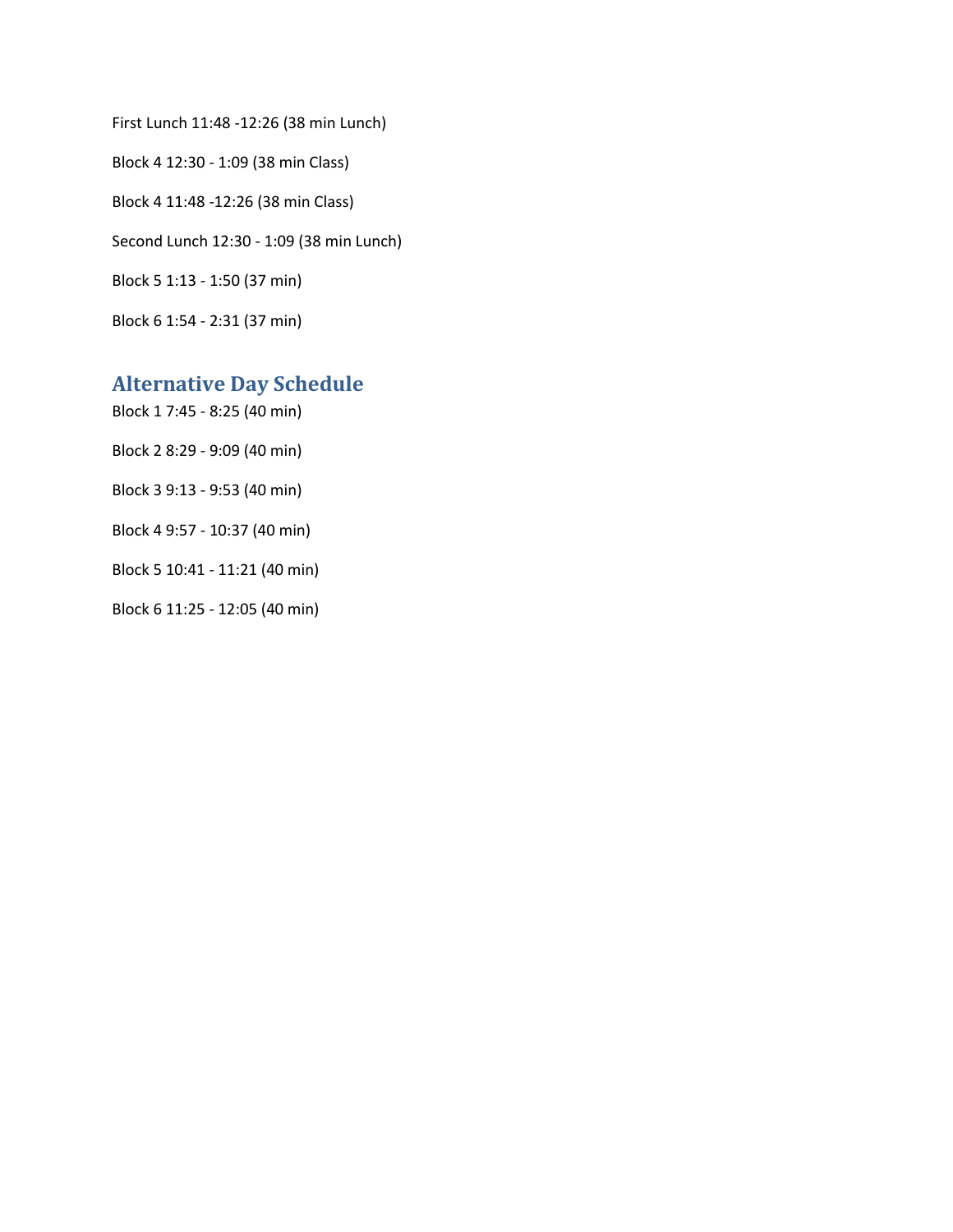First Lunch 11:48 -12:26 (38 min Lunch)

Block 4 12:30 - 1:09 (38 min Class)

Block 4 11:48 -12:26 (38 min Class)

Second Lunch 12:30 - 1:09 (38 min Lunch)

Block 5 1:13 - 1:50 (37 min)

Block 6 1:54 - 2:31 (37 min)

## Alternative Day Schedule

Block 1 7:45 - 8:25 (40 min)

Block 2 8:29 - 9:09 (40 min)

Block 3 9:13 - 9:53 (40 min)

Block 4 9:57 - 10:37 (40 min)

Block 5 10:41 - 11:21 (40 min)

Block 6 11:25 - 12:05 (40 min)